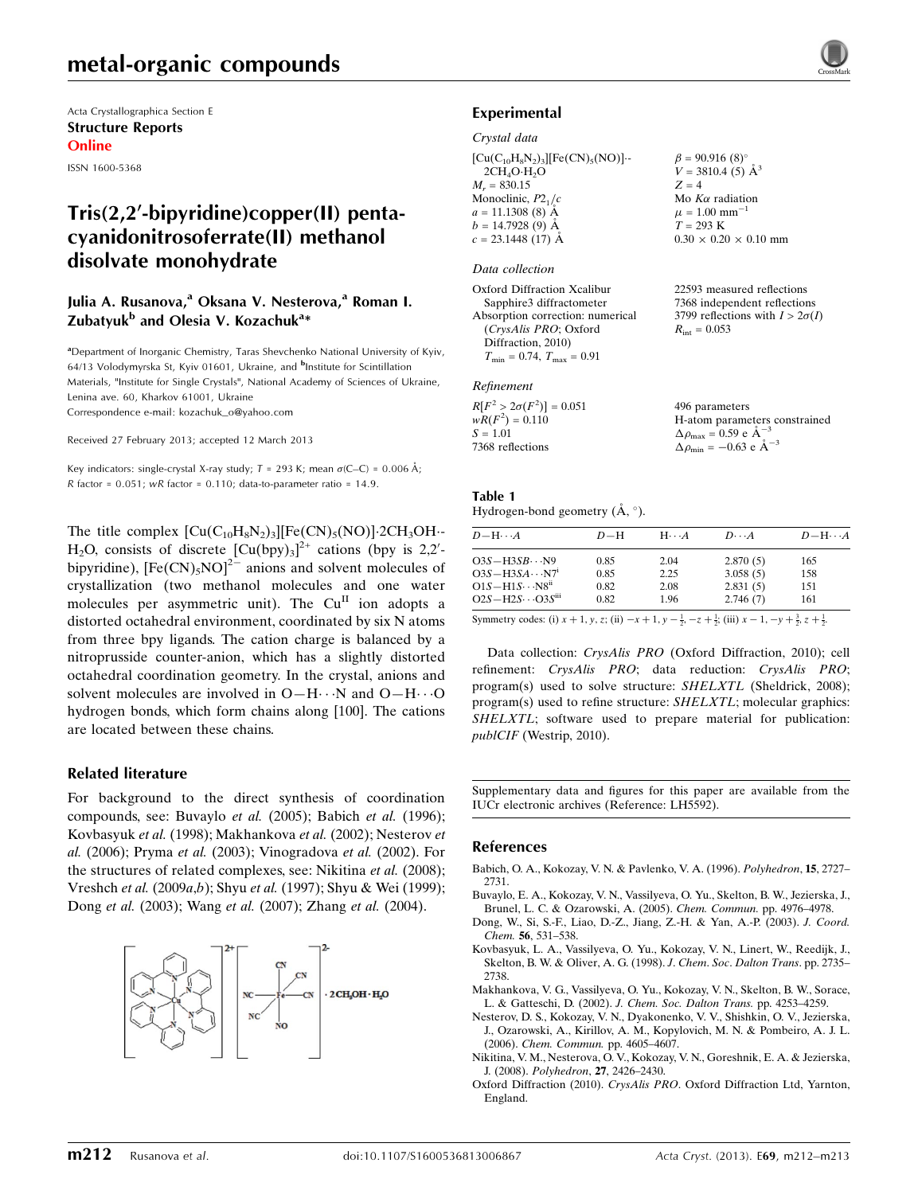# metal-organic compounds

Acta Crystallographica Section E
**Structure Reports Online**
ISSN 1600-5368

# Tris(2,2′-bipyridine)copper(II) pentacyanidonitrosoferrate(II) methanol disolvate monohydrate

**Julia A. Rusanova,[a] Oksana V. Nesterova,[a] Roman I. Zubatyuk[b] and Olesia V. Kozachuk[a]***

[a]Department of Inorganic Chemistry, Taras Shevchenko National University of Kyiv, 64/13 Volodymyrska St, Kyiv 01601, Ukraine, and [b]Institute for Scintillation Materials, "Institute for Single Crystals", National Academy of Sciences of Ukraine, Lenina ave. 60, Kharkov 61001, Ukraine
Correspondence e-mail: kozachuk_o@yahoo.com

Received 27 February 2013; accepted 12 March 2013

Key indicators: single-crystal X-ray study; $T$ = 293 K; mean $\sigma$(C–C) = 0.006 Å; $R$ factor = 0.051; $wR$ factor = 0.110; data-to-parameter ratio = 14.9.

The title complex $[Cu(C_{10}H_8N_2)_3][Fe(CN)_5(NO)]\cdot2CH_3OH\cdot H_2O$, consists of discrete $[Cu(bpy)_3]^{2+}$ cations (bpy is 2,2′-bipyridine), $[Fe(CN)_5NO]^{2-}$ anions and solvent molecules of crystallization (two methanol molecules and one water molecules per asymmetric unit). The $Cu^{II}$ ion adopts a distorted octahedral environment, coordinated by six N atoms from three bpy ligands. The cation charge is balanced by a nitroprusside counter-anion, which has a slightly distorted octahedral coordination geometry. In the crystal, anions and solvent molecules are involved in O—H···N and O—H···O hydrogen bonds, which form chains along [100]. The cations are located between these chains.

## Related literature

For background to the direct synthesis of coordination compounds, see: Buvaylo *et al.* (2005); Babich *et al.* (1996); Kovbasyuk *et al.* (1998); Makhankova *et al.* (2002); Nesterov *et al.* (2006); Pryma *et al.* (2003); Vinogradova *et al.* (2002). For the structures of related complexes, see: Nikitina *et al.* (2008); Vreshch *et al.* (2009*a*,*b*); Shyu *et al.* (1997); Shyu & Wei (1999); Dong *et al.* (2003); Wang *et al.* (2007); Zhang *et al.* (2004).

## Experimental

### Crystal data

$[Cu(C_{10}H_8N_2)_3][Fe(CN)_5(NO)]\cdot 2CH_4O\cdot H_2O$
$M_r$ = 830.15
Monoclinic, $P2_1/c$
$a$ = 11.1308 (8) Å
$b$ = 14.7928 (9) Å
$c$ = 23.1448 (17) Å
$\beta$ = 90.916 (8)°
$V$ = 3810.4 (5) Å$^3$
$Z$ = 4
Mo $K\alpha$ radiation
$\mu$ = 1.00 mm$^{-1}$
$T$ = 293 K
0.30 × 0.20 × 0.10 mm

### Data collection

Oxford Diffraction Xcalibur Sapphire3 diffractometer
Absorption correction: numerical (*CrysAlis PRO*; Oxford Diffraction, 2010)
$T_{min}$ = 0.74, $T_{max}$ = 0.91
22593 measured reflections
7368 independent reflections
3799 reflections with $I > 2\sigma(I)$
$R_{int}$ = 0.053

### Refinement

$R[F^2 > 2\sigma(F^2)]$ = 0.051
$wR(F^2)$ = 0.110
$S$ = 1.01
7368 reflections
496 parameters
H-atom parameters constrained
$\Delta\rho_{max}$ = 0.59 e Å$^{-3}$
$\Delta\rho_{min}$ = −0.63 e Å$^{-3}$

**Table 1**
Hydrogen-bond geometry (Å, °).

| $D$—H···$A$ | $D$—H | H···$A$ | $D$···$A$ | $D$—H···$A$ |
|---|---|---|---|---|
| O3*S*—H3*SB*···N9 | 0.85 | 2.04 | 2.870 (5) | 165 |
| O3*S*—H3*SA*···N7[i] | 0.85 | 2.25 | 3.058 (5) | 158 |
| O1*S*—H1*S*···N8[ii] | 0.82 | 2.08 | 2.831 (5) | 151 |
| O2*S*—H2*S*···O3*S*[iii] | 0.82 | 1.96 | 2.746 (7) | 161 |

Symmetry codes: (i) $x+1, y, z$; (ii) $-x+1, y-\frac{1}{2}, -z+\frac{1}{2}$; (iii) $x-1, -y+\frac{3}{2}, z+\frac{1}{2}$.

Data collection: *CrysAlis PRO* (Oxford Diffraction, 2010); cell refinement: *CrysAlis PRO*; data reduction: *CrysAlis PRO*; program(s) used to solve structure: *SHELXTL* (Sheldrick, 2008); program(s) used to refine structure: *SHELXTL*; molecular graphics: *SHELXTL*; software used to prepare material for publication: *publCIF* (Westrip, 2010).

Supplementary data and figures for this paper are available from the IUCr electronic archives (Reference: LH5592).

## References

Babich, O. A., Kokozay, V. N. & Pavlenko, V. A. (1996). *Polyhedron*, **15**, 2727–2731.
Buvaylo, E. A., Kokozay, V. N., Vassilyeva, O. Yu., Skelton, B. W., Jezierska, J., Brunel, L. C. & Ozarowski, A. (2005). *Chem. Commun.* pp. 4976–4978.
Dong, W., Si, S.-F., Liao, D.-Z., Jiang, Z.-H. & Yan, A.-P. (2003). *J. Coord. Chem.* **56**, 531–538.
Kovbasyuk, L. A., Vassilyeva, O. Yu., Kokozay, V. N., Linert, W., Reedijk, J., Skelton, B. W. & Oliver, A. G. (1998). *J. Chem. Soc. Dalton Trans.* pp. 2735–2738.
Makhankova, V. G., Vassilyeva, O. Yu., Kokozay, V. N., Skelton, B. W., Sorace, L. & Gatteschi, D. (2002). *J. Chem. Soc. Dalton Trans.* pp. 4253–4259.
Nesterov, D. S., Kokozay, V. N., Dyakonenko, V. V., Shishkin, O. V., Jezierska, J., Ozarowski, A., Kirillov, A. M., Kopylovich, M. N. & Pombeiro, A. J. L. (2006). *Chem. Commun.* pp. 4605–4607.
Nikitina, V. M., Nesterova, O. V., Kokozay, V. N., Goreshnik, E. A. & Jezierska, J. (2008). *Polyhedron*, **27**, 2426–2430.
Oxford Diffraction (2010). *CrysAlis PRO*. Oxford Diffraction Ltd, Yarnton, England.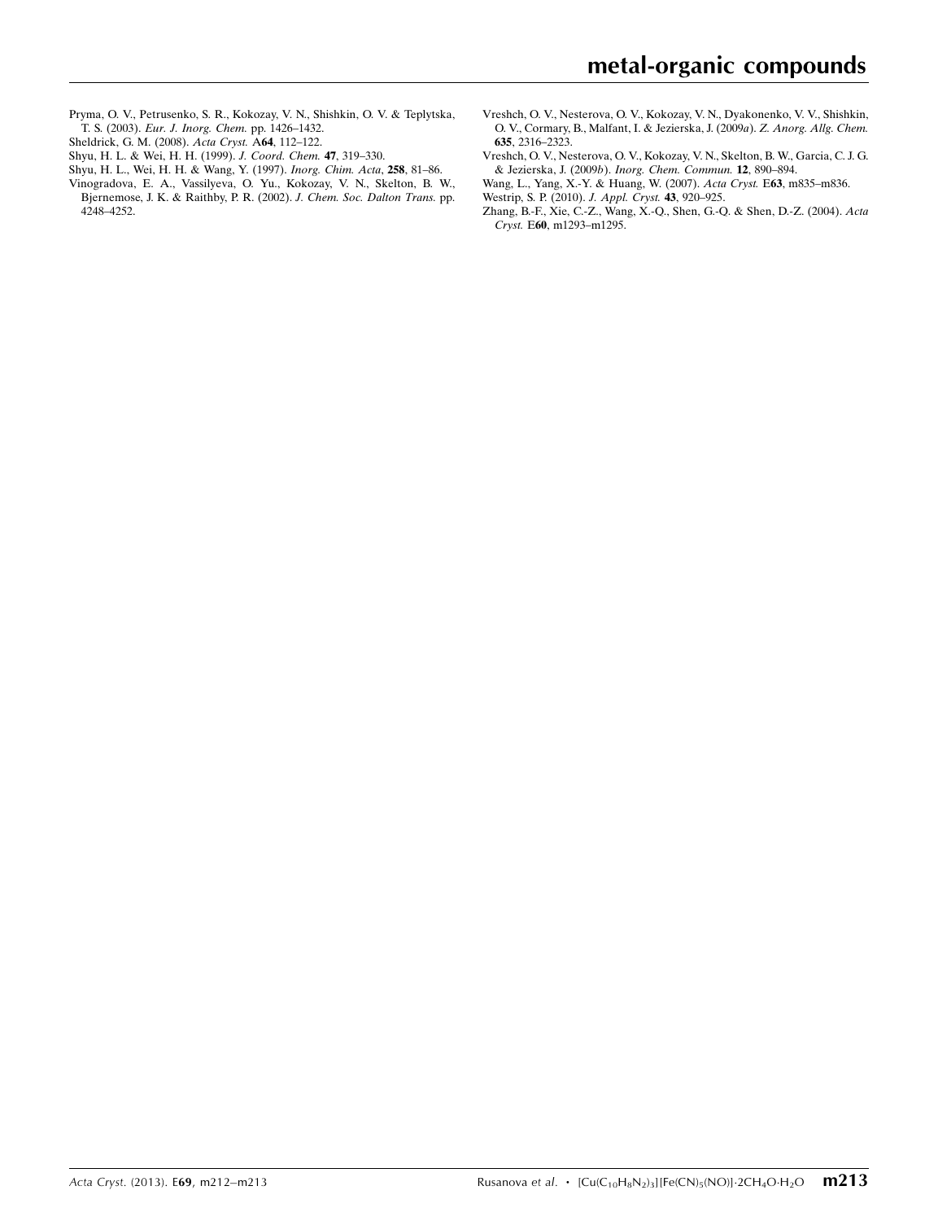Pryma, O. V., Petrusenko, S. R., Kokozay, V. N., Shishkin, O. V. & Teplytska, T. S. (2003). *Eur. J. Inorg. Chem.* pp. 1426–1432.

Sheldrick, G. M. (2008). *Acta Cryst.* A**64**, 112–122.

Shyu, H. L. & Wei, H. H. (1999). *J. Coord. Chem.* **47**, 319–330.

Shyu, H. L., Wei, H. H. & Wang, Y. (1997). *Inorg. Chim. Acta*, **258**, 81–86.

Vinogradova, E. A., Vassilyeva, O. Yu., Kokozay, V. N., Skelton, B. W., Bjernemose, J. K. & Raithby, P. R. (2002). *J. Chem. Soc. Dalton Trans.* pp. 4248–4252.

Vreshch, O. V., Nesterova, O. V., Kokozay, V. N., Dyakonenko, V. V., Shishkin, O. V., Cormary, B., Malfant, I. & Jezierska, J. (2009*a*). *Z. Anorg. Allg. Chem.* **635**, 2316–2323.

Vreshch, O. V., Nesterova, O. V., Kokozay, V. N., Skelton, B. W., Garcia, C. J. G. & Jezierska, J. (2009*b*). *Inorg. Chem. Commun.* **12**, 890–894.

Wang, L., Yang, X.-Y. & Huang, W. (2007). *Acta Cryst.* E**63**, m835–m836.

Westrip, S. P. (2010). *J. Appl. Cryst.* **43**, 920–925.

Zhang, B.-F., Xie, C.-Z., Wang, X.-Q., Shen, G.-Q. & Shen, D.-Z. (2004). *Acta Cryst.* E**60**, m1293–m1295.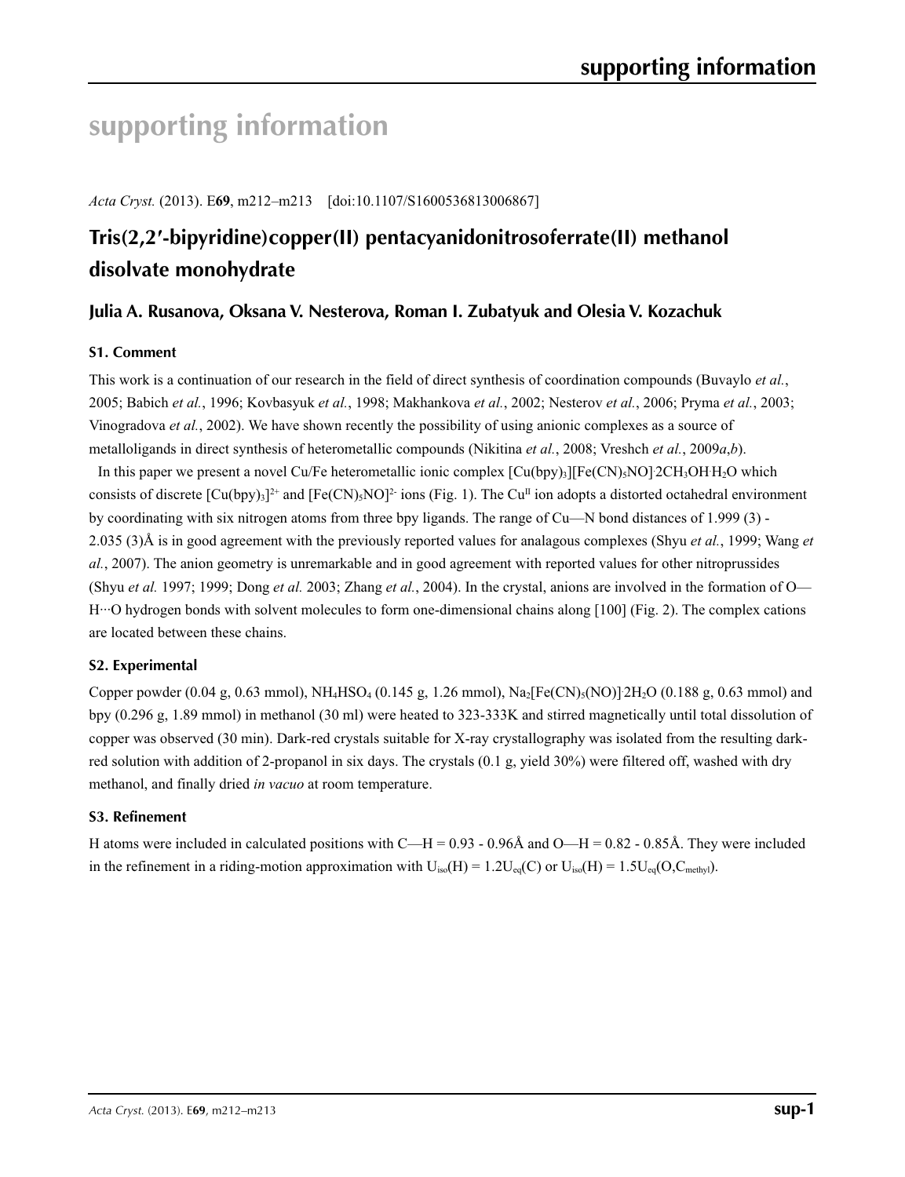# supporting information

*Acta Cryst.* (2013). E**69**, m212–m213    [doi:10.1107/S1600536813006867]

## Tris(2,2′-bipyridine)copper(II) pentacyanidonitrosoferrate(II) methanol disolvate monohydrate

### Julia A. Rusanova, Oksana V. Nesterova, Roman I. Zubatyuk and Olesia V. Kozachuk

#### S1. Comment

This work is a continuation of our research in the field of direct synthesis of coordination compounds (Buvaylo *et al.*, 2005; Babich *et al.*, 1996; Kovbasyuk *et al.*, 1998; Makhankova *et al.*, 2002; Nesterov *et al.*, 2006; Pryma *et al.*, 2003; Vinogradova *et al.*, 2002). We have shown recently the possibility of using anionic complexes as a source of metalloligands in direct synthesis of heterometallic compounds (Nikitina *et al.*, 2008; Vreshch *et al.*, 2009*a*,*b*).

In this paper we present a novel Cu/Fe heterometallic ionic complex $[Cu(bpy)_3][Fe(CN)_5NO]·2CH_3OH·H_2O$ which consists of discrete $[Cu(bpy)_3]^{2+}$ and $[Fe(CN)_5NO]^{2-}$ ions (Fig. 1). The $Cu^{II}$ ion adopts a distorted octahedral environment by coordinating with six nitrogen atoms from three bpy ligands. The range of Cu—N bond distances of 1.999 (3) - 2.035 (3)Å is in good agreement with the previously reported values for analagous complexes (Shyu *et al.*, 1999; Wang *et al.*, 2007). The anion geometry is unremarkable and in good agreement with reported values for other nitroprussides (Shyu *et al.* 1997; 1999; Dong *et al.* 2003; Zhang *et al.*, 2004). In the crystal, anions are involved in the formation of O—H···O hydrogen bonds with solvent molecules to form one-dimensional chains along [100] (Fig. 2). The complex cations are located between these chains.

#### S2. Experimental

Copper powder (0.04 g, 0.63 mmol), $NH_4HSO_4$ (0.145 g, 1.26 mmol), $Na_2[Fe(CN)_5(NO)]·2H_2O$ (0.188 g, 0.63 mmol) and bpy (0.296 g, 1.89 mmol) in methanol (30 ml) were heated to 323-333K and stirred magnetically until total dissolution of copper was observed (30 min). Dark-red crystals suitable for X-ray crystallography was isolated from the resulting dark-red solution with addition of 2-propanol in six days. The crystals (0.1 g, yield 30%) were filtered off, washed with dry methanol, and finally dried *in vacuo* at room temperature.

#### S3. Refinement

H atoms were included in calculated positions with C—H = 0.93 - 0.96Å and O—H = 0.82 - 0.85Å. They were included in the refinement in a riding-motion approximation with $U_{iso}(H) = 1.2U_{eq}(C)$ or $U_{iso}(H) = 1.5U_{eq}(O,C_{methyl})$.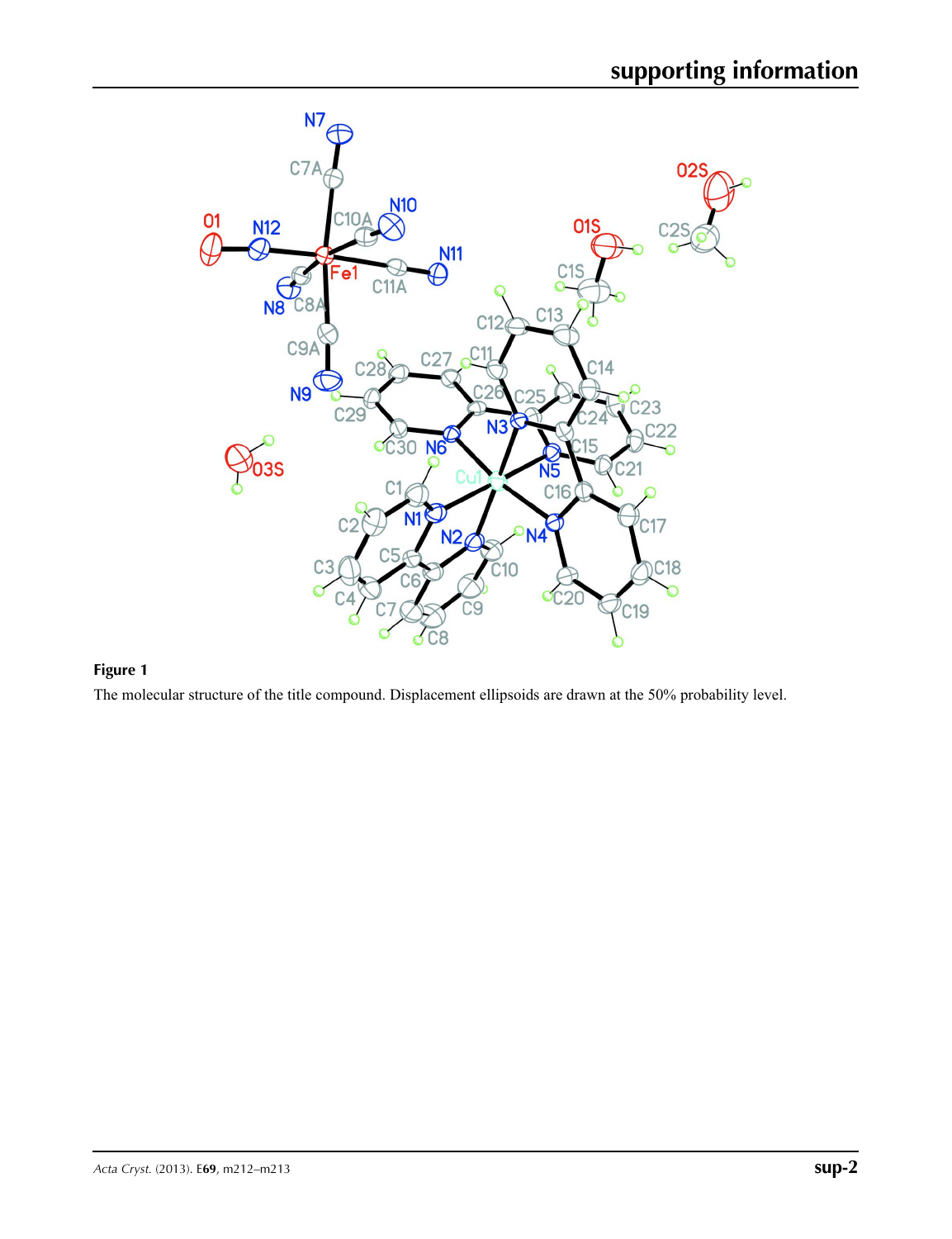**Figure 1**

The molecular structure of the title compound. Displacement ellipsoids are drawn at the 50% probability level.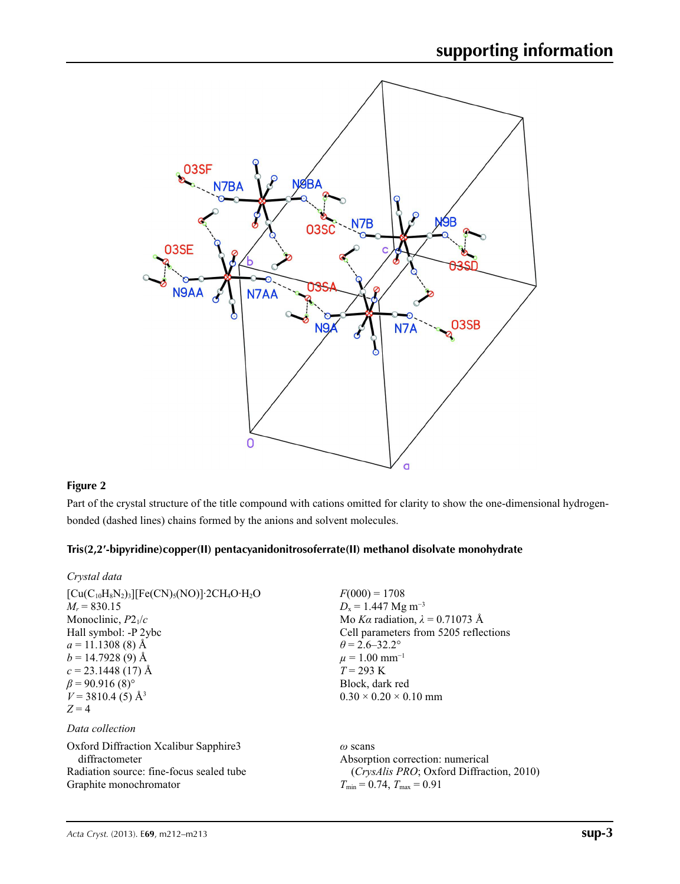**Figure 2**

Part of the crystal structure of the title compound with cations omitted for clarity to show the one-dimensional hydrogen-bonded (dashed lines) chains formed by the anions and solvent molecules.

## Tris(2,2′-bipyridine)copper(II) pentacyanidonitrosoferrate(II) methanol disolvate monohydrate

### *Crystal data*

$[Cu(C_{10}H_8N_2)_3][Fe(CN)_5(NO)]\cdot 2CH_4O\cdot H_2O$
$M_r = 830.15$
Monoclinic, $P2_1/c$
Hall symbol: -P 2ybc
$a = 11.1308$ (8) Å
$b = 14.7928$ (9) Å
$c = 23.1448$ (17) Å
$\beta = 90.916$ (8)°
$V = 3810.4$ (5) Å$^3$
$Z = 4$
$F(000) = 1708$
$D_x = 1.447$ Mg m$^{-3}$
Mo $K\alpha$ radiation, $\lambda = 0.71073$ Å
Cell parameters from 5205 reflections
$\theta = 2.6$–$32.2°$
$\mu = 1.00$ mm$^{-1}$
$T = 293$ K
Block, dark red
0.30 × 0.20 × 0.10 mm

### *Data collection*

Oxford Diffraction Xcalibur Sapphire3 diffractometer
Radiation source: fine-focus sealed tube
Graphite monochromator
$\omega$ scans
Absorption correction: numerical (*CrysAlis PRO*; Oxford Diffraction, 2010)
$T_{min} = 0.74$, $T_{max} = 0.91$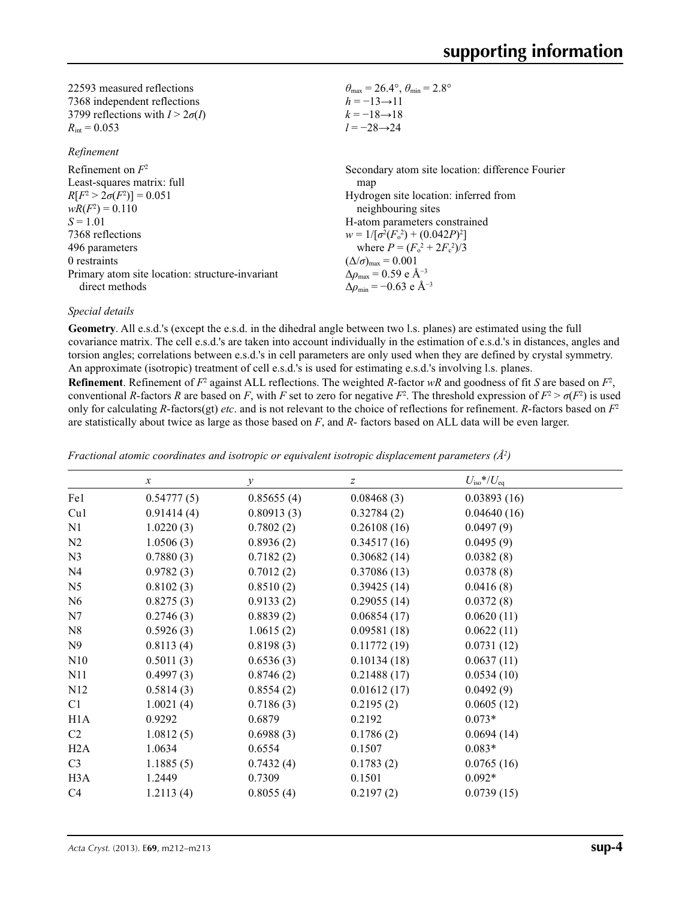| | |
|---|---|
| 22593 measured reflections | $\theta_{max} = 26.4°$, $\theta_{min} = 2.8°$ |
| 7368 independent reflections | $h = -13 \rightarrow 11$ |
| 3799 reflections with $I > 2\sigma(I)$ | $k = -18 \rightarrow 18$ |
| $R_{int} = 0.053$ | $l = -28 \rightarrow 24$ |

*Refinement*

| | |
|---|---|
| Refinement on $F^2$ | Secondary atom site location: difference Fourier map |
| Least-squares matrix: full | Hydrogen site location: inferred from neighbouring sites |
| $R[F^2 > 2\sigma(F^2)] = 0.051$ | H-atom parameters constrained |
| $wR(F^2) = 0.110$ | $w = 1/[\sigma^2(F_o^2) + (0.042P)^2]$ where $P = (F_o^2 + 2F_c^2)/3$ |
| $S = 1.01$ | $(\Delta/\sigma)_{max} = 0.001$ |
| 7368 reflections | $\Delta\rho_{max} = 0.59$ e Å$^{-3}$ |
| 496 parameters | $\Delta\rho_{min} = -0.63$ e Å$^{-3}$ |
| 0 restraints | |
| Primary atom site location: structure-invariant direct methods | |

*Special details*

**Geometry**. All e.s.d.'s (except the e.s.d. in the dihedral angle between two l.s. planes) are estimated using the full covariance matrix. The cell e.s.d.'s are taken into account individually in the estimation of e.s.d.'s in distances, angles and torsion angles; correlations between e.s.d.'s in cell parameters are only used when they are defined by crystal symmetry. An approximate (isotropic) treatment of cell e.s.d.'s is used for estimating e.s.d.'s involving l.s. planes.

**Refinement**. Refinement of $F^2$ against ALL reflections. The weighted *R*-factor *wR* and goodness of fit *S* are based on $F^2$, conventional *R*-factors *R* are based on *F*, with *F* set to zero for negative $F^2$. The threshold expression of $F^2 > \sigma(F^2)$ is used only for calculating *R*-factors(gt) *etc*. and is not relevant to the choice of reflections for refinement. *R*-factors based on $F^2$ are statistically about twice as large as those based on *F*, and *R*- factors based on ALL data will be even larger.

*Fractional atomic coordinates and isotropic or equivalent isotropic displacement parameters (Å$^2$)*

| | *x* | *y* | *z* | $U_{iso}$*/$U_{eq}$ |
|---|---|---|---|---|
| Fe1 | 0.54777 (5) | 0.85655 (4) | 0.08468 (3) | 0.03893 (16) |
| Cu1 | 0.91414 (4) | 0.80913 (3) | 0.32784 (2) | 0.04640 (16) |
| N1 | 1.0220 (3) | 0.7802 (2) | 0.26108 (16) | 0.0497 (9) |
| N2 | 1.0506 (3) | 0.8936 (2) | 0.34517 (16) | 0.0495 (9) |
| N3 | 0.7880 (3) | 0.7182 (2) | 0.30682 (14) | 0.0382 (8) |
| N4 | 0.9782 (3) | 0.7012 (2) | 0.37086 (13) | 0.0378 (8) |
| N5 | 0.8102 (3) | 0.8510 (2) | 0.39425 (14) | 0.0416 (8) |
| N6 | 0.8275 (3) | 0.9133 (2) | 0.29055 (14) | 0.0372 (8) |
| N7 | 0.2746 (3) | 0.8839 (2) | 0.06854 (17) | 0.0620 (11) |
| N8 | 0.5926 (3) | 1.0615 (2) | 0.09581 (18) | 0.0622 (11) |
| N9 | 0.8113 (4) | 0.8198 (3) | 0.11772 (19) | 0.0731 (12) |
| N10 | 0.5011 (3) | 0.6536 (3) | 0.10134 (18) | 0.0637 (11) |
| N11 | 0.4997 (3) | 0.8746 (2) | 0.21488 (17) | 0.0534 (10) |
| N12 | 0.5814 (3) | 0.8554 (2) | 0.01612 (17) | 0.0492 (9) |
| C1 | 1.0021 (4) | 0.7186 (3) | 0.2195 (2) | 0.0605 (12) |
| H1A | 0.9292 | 0.6879 | 0.2192 | 0.073* |
| C2 | 1.0812 (5) | 0.6988 (3) | 0.1786 (2) | 0.0694 (14) |
| H2A | 1.0634 | 0.6554 | 0.1507 | 0.083* |
| C3 | 1.1885 (5) | 0.7432 (4) | 0.1783 (2) | 0.0765 (16) |
| H3A | 1.2449 | 0.7309 | 0.1501 | 0.092* |
| C4 | 1.2113 (4) | 0.8055 (4) | 0.2197 (2) | 0.0739 (15) |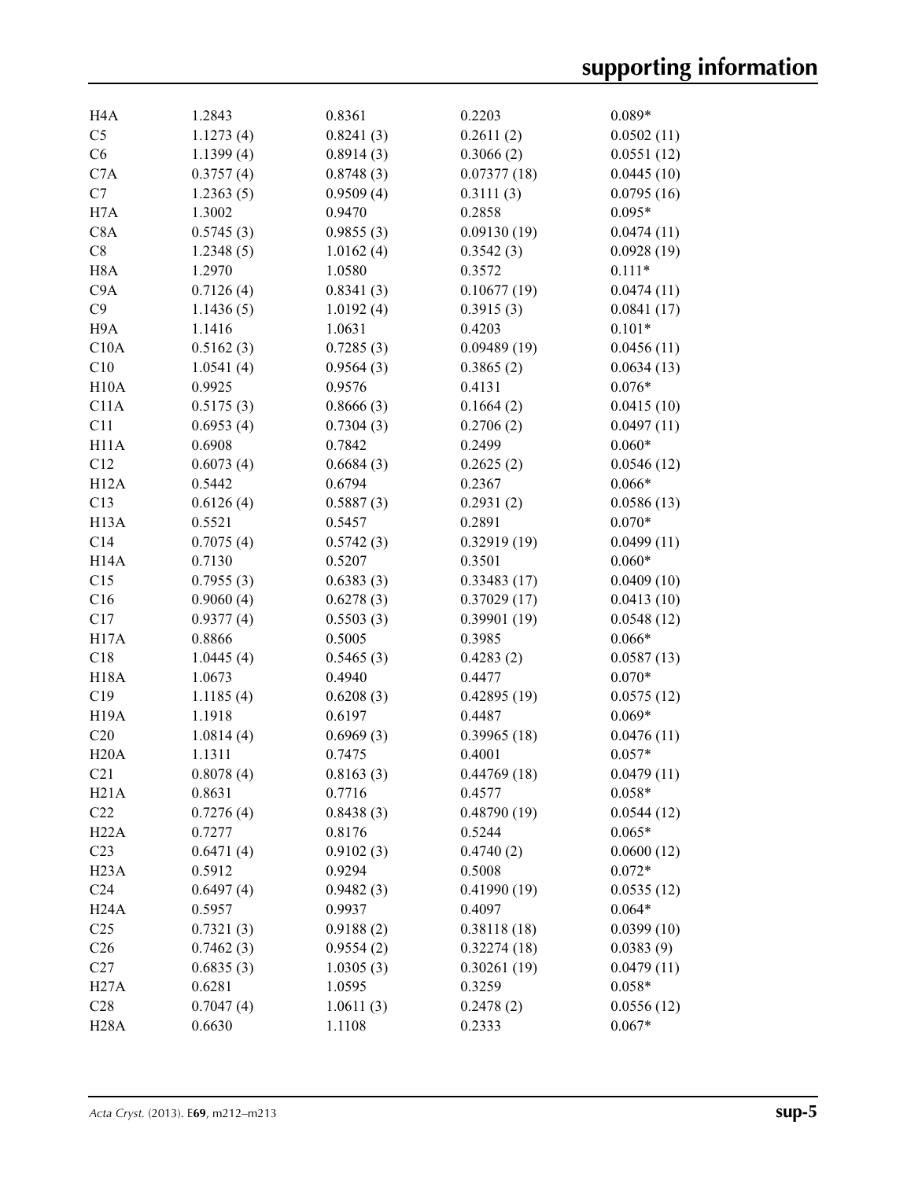| | | | | |
|---|---|---|---|---|
| H4A | 1.2843 | 0.8361 | 0.2203 | 0.089* |
| C5 | 1.1273 (4) | 0.8241 (3) | 0.2611 (2) | 0.0502 (11) |
| C6 | 1.1399 (4) | 0.8914 (3) | 0.3066 (2) | 0.0551 (12) |
| C7A | 0.3757 (4) | 0.8748 (3) | 0.07377 (18) | 0.0445 (10) |
| C7 | 1.2363 (5) | 0.9509 (4) | 0.3111 (3) | 0.0795 (16) |
| H7A | 1.3002 | 0.9470 | 0.2858 | 0.095* |
| C8A | 0.5745 (3) | 0.9855 (3) | 0.09130 (19) | 0.0474 (11) |
| C8 | 1.2348 (5) | 1.0162 (4) | 0.3542 (3) | 0.0928 (19) |
| H8A | 1.2970 | 1.0580 | 0.3572 | 0.111* |
| C9A | 0.7126 (4) | 0.8341 (3) | 0.10677 (19) | 0.0474 (11) |
| C9 | 1.1436 (5) | 1.0192 (4) | 0.3915 (3) | 0.0841 (17) |
| H9A | 1.1416 | 1.0631 | 0.4203 | 0.101* |
| C10A | 0.5162 (3) | 0.7285 (3) | 0.09489 (19) | 0.0456 (11) |
| C10 | 1.0541 (4) | 0.9564 (3) | 0.3865 (2) | 0.0634 (13) |
| H10A | 0.9925 | 0.9576 | 0.4131 | 0.076* |
| C11A | 0.5175 (3) | 0.8666 (3) | 0.1664 (2) | 0.0415 (10) |
| C11 | 0.6953 (4) | 0.7304 (3) | 0.2706 (2) | 0.0497 (11) |
| H11A | 0.6908 | 0.7842 | 0.2499 | 0.060* |
| C12 | 0.6073 (4) | 0.6684 (3) | 0.2625 (2) | 0.0546 (12) |
| H12A | 0.5442 | 0.6794 | 0.2367 | 0.066* |
| C13 | 0.6126 (4) | 0.5887 (3) | 0.2931 (2) | 0.0586 (13) |
| H13A | 0.5521 | 0.5457 | 0.2891 | 0.070* |
| C14 | 0.7075 (4) | 0.5742 (3) | 0.32919 (19) | 0.0499 (11) |
| H14A | 0.7130 | 0.5207 | 0.3501 | 0.060* |
| C15 | 0.7955 (3) | 0.6383 (3) | 0.33483 (17) | 0.0409 (10) |
| C16 | 0.9060 (4) | 0.6278 (3) | 0.37029 (17) | 0.0413 (10) |
| C17 | 0.9377 (4) | 0.5503 (3) | 0.39901 (19) | 0.0548 (12) |
| H17A | 0.8866 | 0.5005 | 0.3985 | 0.066* |
| C18 | 1.0445 (4) | 0.5465 (3) | 0.4283 (2) | 0.0587 (13) |
| H18A | 1.0673 | 0.4940 | 0.4477 | 0.070* |
| C19 | 1.1185 (4) | 0.6208 (3) | 0.42895 (19) | 0.0575 (12) |
| H19A | 1.1918 | 0.6197 | 0.4487 | 0.069* |
| C20 | 1.0814 (4) | 0.6969 (3) | 0.39965 (18) | 0.0476 (11) |
| H20A | 1.1311 | 0.7475 | 0.4001 | 0.057* |
| C21 | 0.8078 (4) | 0.8163 (3) | 0.44769 (18) | 0.0479 (11) |
| H21A | 0.8631 | 0.7716 | 0.4577 | 0.058* |
| C22 | 0.7276 (4) | 0.8438 (3) | 0.48790 (19) | 0.0544 (12) |
| H22A | 0.7277 | 0.8176 | 0.5244 | 0.065* |
| C23 | 0.6471 (4) | 0.9102 (3) | 0.4740 (2) | 0.0600 (12) |
| H23A | 0.5912 | 0.9294 | 0.5008 | 0.072* |
| C24 | 0.6497 (4) | 0.9482 (3) | 0.41990 (19) | 0.0535 (12) |
| H24A | 0.5957 | 0.9937 | 0.4097 | 0.064* |
| C25 | 0.7321 (3) | 0.9188 (2) | 0.38118 (18) | 0.0399 (10) |
| C26 | 0.7462 (3) | 0.9554 (2) | 0.32274 (18) | 0.0383 (9) |
| C27 | 0.6835 (3) | 1.0305 (3) | 0.30261 (19) | 0.0479 (11) |
| H27A | 0.6281 | 1.0595 | 0.3259 | 0.058* |
| C28 | 0.7047 (4) | 1.0611 (3) | 0.2478 (2) | 0.0556 (12) |
| H28A | 0.6630 | 1.1108 | 0.2333 | 0.067* |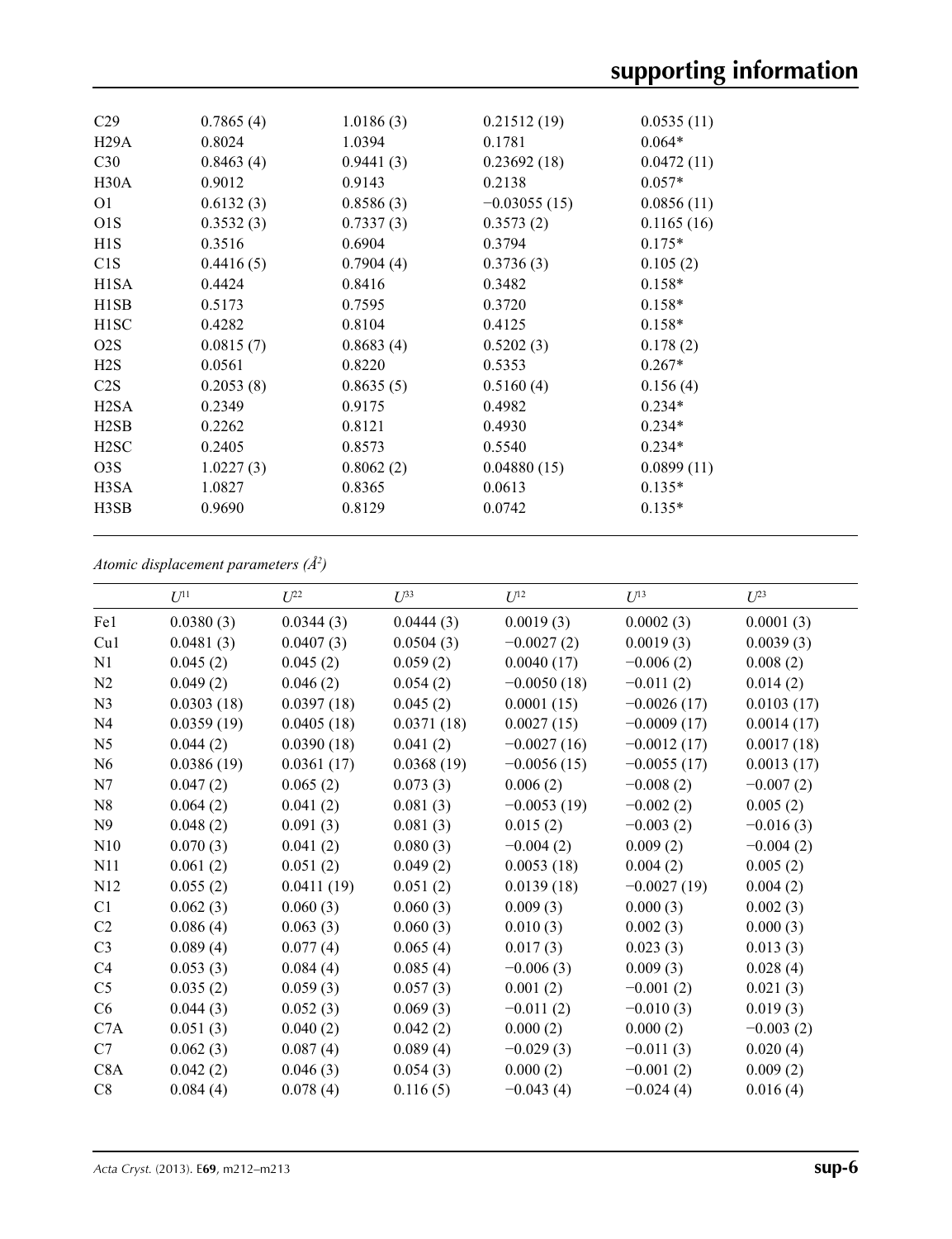| | | | | |
|---|---|---|---|---|
| C29 | 0.7865 (4) | 1.0186 (3) | 0.21512 (19) | 0.0535 (11) |
| H29A | 0.8024 | 1.0394 | 0.1781 | 0.064* |
| C30 | 0.8463 (4) | 0.9441 (3) | 0.23692 (18) | 0.0472 (11) |
| H30A | 0.9012 | 0.9143 | 0.2138 | 0.057* |
| O1 | 0.6132 (3) | 0.8586 (3) | −0.03055 (15) | 0.0856 (11) |
| O1S | 0.3532 (3) | 0.7337 (3) | 0.3573 (2) | 0.1165 (16) |
| H1S | 0.3516 | 0.6904 | 0.3794 | 0.175* |
| C1S | 0.4416 (5) | 0.7904 (4) | 0.3736 (3) | 0.105 (2) |
| H1SA | 0.4424 | 0.8416 | 0.3482 | 0.158* |
| H1SB | 0.5173 | 0.7595 | 0.3720 | 0.158* |
| H1SC | 0.4282 | 0.8104 | 0.4125 | 0.158* |
| O2S | 0.0815 (7) | 0.8683 (4) | 0.5202 (3) | 0.178 (2) |
| H2S | 0.0561 | 0.8220 | 0.5353 | 0.267* |
| C2S | 0.2053 (8) | 0.8635 (5) | 0.5160 (4) | 0.156 (4) |
| H2SA | 0.2349 | 0.9175 | 0.4982 | 0.234* |
| H2SB | 0.2262 | 0.8121 | 0.4930 | 0.234* |
| H2SC | 0.2405 | 0.8573 | 0.5540 | 0.234* |
| O3S | 1.0227 (3) | 0.8062 (2) | 0.04880 (15) | 0.0899 (11) |
| H3SA | 1.0827 | 0.8365 | 0.0613 | 0.135* |
| H3SB | 0.9690 | 0.8129 | 0.0742 | 0.135* |

*Atomic displacement parameters (Å²)*

| | $U^{11}$ | $U^{22}$ | $U^{33}$ | $U^{12}$ | $U^{13}$ | $U^{23}$ |
|---|---|---|---|---|---|---|
| Fe1 | 0.0380 (3) | 0.0344 (3) | 0.0444 (3) | 0.0019 (3) | 0.0002 (3) | 0.0001 (3) |
| Cu1 | 0.0481 (3) | 0.0407 (3) | 0.0504 (3) | −0.0027 (2) | 0.0019 (3) | 0.0039 (3) |
| N1 | 0.045 (2) | 0.045 (2) | 0.059 (2) | 0.0040 (17) | −0.006 (2) | 0.008 (2) |
| N2 | 0.049 (2) | 0.046 (2) | 0.054 (2) | −0.0050 (18) | −0.011 (2) | 0.014 (2) |
| N3 | 0.0303 (18) | 0.0397 (18) | 0.045 (2) | 0.0001 (15) | −0.0026 (17) | 0.0103 (17) |
| N4 | 0.0359 (19) | 0.0405 (18) | 0.0371 (18) | 0.0027 (15) | −0.0009 (17) | 0.0014 (17) |
| N5 | 0.044 (2) | 0.0390 (18) | 0.041 (2) | −0.0027 (16) | −0.0012 (17) | 0.0017 (18) |
| N6 | 0.0386 (19) | 0.0361 (17) | 0.0368 (19) | −0.0056 (15) | −0.0055 (17) | 0.0013 (17) |
| N7 | 0.047 (2) | 0.065 (2) | 0.073 (3) | 0.006 (2) | −0.008 (2) | −0.007 (2) |
| N8 | 0.064 (2) | 0.041 (2) | 0.081 (3) | −0.0053 (19) | −0.002 (2) | 0.005 (2) |
| N9 | 0.048 (2) | 0.091 (3) | 0.081 (3) | 0.015 (2) | −0.003 (2) | −0.016 (3) |
| N10 | 0.070 (3) | 0.041 (2) | 0.080 (3) | −0.004 (2) | 0.009 (2) | −0.004 (2) |
| N11 | 0.061 (2) | 0.051 (2) | 0.049 (2) | 0.0053 (18) | 0.004 (2) | 0.005 (2) |
| N12 | 0.055 (2) | 0.0411 (19) | 0.051 (2) | 0.0139 (18) | −0.0027 (19) | 0.004 (2) |
| C1 | 0.062 (3) | 0.060 (3) | 0.060 (3) | 0.009 (3) | 0.000 (3) | 0.002 (3) |
| C2 | 0.086 (4) | 0.063 (3) | 0.060 (3) | 0.010 (3) | 0.002 (3) | 0.000 (3) |
| C3 | 0.089 (4) | 0.077 (4) | 0.065 (4) | 0.017 (3) | 0.023 (3) | 0.013 (3) |
| C4 | 0.053 (3) | 0.084 (4) | 0.085 (4) | −0.006 (3) | 0.009 (3) | 0.028 (4) |
| C5 | 0.035 (2) | 0.059 (3) | 0.057 (3) | 0.001 (2) | −0.001 (2) | 0.021 (3) |
| C6 | 0.044 (3) | 0.052 (3) | 0.069 (3) | −0.011 (2) | −0.010 (3) | 0.019 (3) |
| C7A | 0.051 (3) | 0.040 (2) | 0.042 (2) | 0.000 (2) | 0.000 (2) | −0.003 (2) |
| C7 | 0.062 (3) | 0.087 (4) | 0.089 (4) | −0.029 (3) | −0.011 (3) | 0.020 (4) |
| C8A | 0.042 (2) | 0.046 (3) | 0.054 (3) | 0.000 (2) | −0.001 (2) | 0.009 (2) |
| C8 | 0.084 (4) | 0.078 (4) | 0.116 (5) | −0.043 (4) | −0.024 (4) | 0.016 (4) |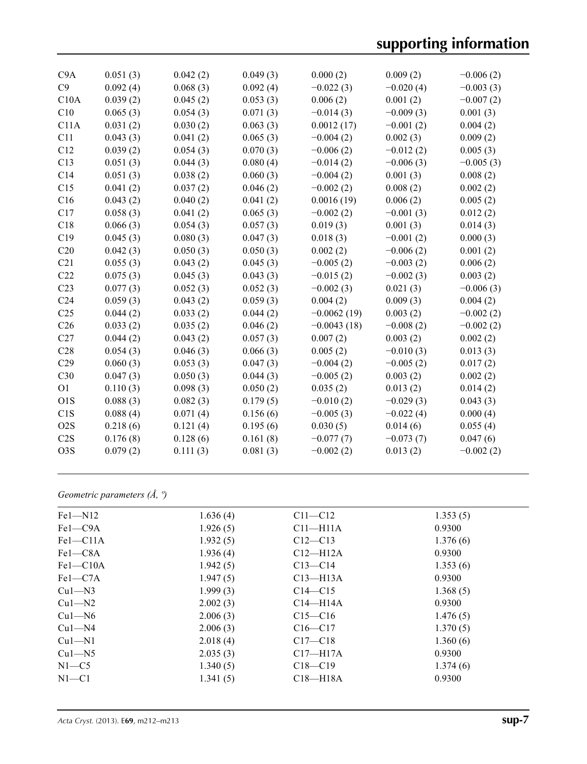| | | | | | | |
|---|---|---|---|---|---|---|
| C9A | 0.051 (3) | 0.042 (2) | 0.049 (3) | 0.000 (2) | 0.009 (2) | −0.006 (2) |
| C9 | 0.092 (4) | 0.068 (3) | 0.092 (4) | −0.022 (3) | −0.020 (4) | −0.003 (3) |
| C10A | 0.039 (2) | 0.045 (2) | 0.053 (3) | 0.006 (2) | 0.001 (2) | −0.007 (2) |
| C10 | 0.065 (3) | 0.054 (3) | 0.071 (3) | −0.014 (3) | −0.009 (3) | 0.001 (3) |
| C11A | 0.031 (2) | 0.030 (2) | 0.063 (3) | 0.0012 (17) | −0.001 (2) | 0.004 (2) |
| C11 | 0.043 (3) | 0.041 (2) | 0.065 (3) | −0.004 (2) | 0.002 (3) | 0.009 (2) |
| C12 | 0.039 (2) | 0.054 (3) | 0.070 (3) | −0.006 (2) | −0.012 (2) | 0.005 (3) |
| C13 | 0.051 (3) | 0.044 (3) | 0.080 (4) | −0.014 (2) | −0.006 (3) | −0.005 (3) |
| C14 | 0.051 (3) | 0.038 (2) | 0.060 (3) | −0.004 (2) | 0.001 (3) | 0.008 (2) |
| C15 | 0.041 (2) | 0.037 (2) | 0.046 (2) | −0.002 (2) | 0.008 (2) | 0.002 (2) |
| C16 | 0.043 (2) | 0.040 (2) | 0.041 (2) | 0.0016 (19) | 0.006 (2) | 0.005 (2) |
| C17 | 0.058 (3) | 0.041 (2) | 0.065 (3) | −0.002 (2) | −0.001 (3) | 0.012 (2) |
| C18 | 0.066 (3) | 0.054 (3) | 0.057 (3) | 0.019 (3) | 0.001 (3) | 0.014 (3) |
| C19 | 0.045 (3) | 0.080 (3) | 0.047 (3) | 0.018 (3) | −0.001 (2) | 0.000 (3) |
| C20 | 0.042 (3) | 0.050 (3) | 0.050 (3) | 0.002 (2) | −0.006 (2) | 0.001 (2) |
| C21 | 0.055 (3) | 0.043 (2) | 0.045 (3) | −0.005 (2) | −0.003 (2) | 0.006 (2) |
| C22 | 0.075 (3) | 0.045 (3) | 0.043 (3) | −0.015 (2) | −0.002 (3) | 0.003 (2) |
| C23 | 0.077 (3) | 0.052 (3) | 0.052 (3) | −0.002 (3) | 0.021 (3) | −0.006 (3) |
| C24 | 0.059 (3) | 0.043 (2) | 0.059 (3) | 0.004 (2) | 0.009 (3) | 0.004 (2) |
| C25 | 0.044 (2) | 0.033 (2) | 0.044 (2) | −0.0062 (19) | 0.003 (2) | −0.002 (2) |
| C26 | 0.033 (2) | 0.035 (2) | 0.046 (2) | −0.0043 (18) | −0.008 (2) | −0.002 (2) |
| C27 | 0.044 (2) | 0.043 (2) | 0.057 (3) | 0.007 (2) | 0.003 (2) | 0.002 (2) |
| C28 | 0.054 (3) | 0.046 (3) | 0.066 (3) | 0.005 (2) | −0.010 (3) | 0.013 (3) |
| C29 | 0.060 (3) | 0.053 (3) | 0.047 (3) | −0.004 (2) | −0.005 (2) | 0.017 (2) |
| C30 | 0.047 (3) | 0.050 (3) | 0.044 (3) | −0.005 (2) | 0.003 (2) | 0.002 (2) |
| O1 | 0.110 (3) | 0.098 (3) | 0.050 (2) | 0.035 (2) | 0.013 (2) | 0.014 (2) |
| O1S | 0.088 (3) | 0.082 (3) | 0.179 (5) | −0.010 (2) | −0.029 (3) | 0.043 (3) |
| C1S | 0.088 (4) | 0.071 (4) | 0.156 (6) | −0.005 (3) | −0.022 (4) | 0.000 (4) |
| O2S | 0.218 (6) | 0.121 (4) | 0.195 (6) | 0.030 (5) | 0.014 (6) | 0.055 (4) |
| C2S | 0.176 (8) | 0.128 (6) | 0.161 (8) | −0.077 (7) | −0.073 (7) | 0.047 (6) |
| O3S | 0.079 (2) | 0.111 (3) | 0.081 (3) | −0.002 (2) | 0.013 (2) | −0.002 (2) |

*Geometric parameters (Å, º)*

| | | | |
|---|---|---|---|
| Fe1—N12 | 1.636 (4) | C11—C12 | 1.353 (5) |
| Fe1—C9A | 1.926 (5) | C11—H11A | 0.9300 |
| Fe1—C11A | 1.932 (5) | C12—C13 | 1.376 (6) |
| Fe1—C8A | 1.936 (4) | C12—H12A | 0.9300 |
| Fe1—C10A | 1.942 (5) | C13—C14 | 1.353 (6) |
| Fe1—C7A | 1.947 (5) | C13—H13A | 0.9300 |
| Cu1—N3 | 1.999 (3) | C14—C15 | 1.368 (5) |
| Cu1—N2 | 2.002 (3) | C14—H14A | 0.9300 |
| Cu1—N6 | 2.006 (3) | C15—C16 | 1.476 (5) |
| Cu1—N4 | 2.006 (3) | C16—C17 | 1.370 (5) |
| Cu1—N1 | 2.018 (4) | C17—C18 | 1.360 (6) |
| Cu1—N5 | 2.035 (3) | C17—H17A | 0.9300 |
| N1—C5 | 1.340 (5) | C18—C19 | 1.374 (6) |
| N1—C1 | 1.341 (5) | C18—H18A | 0.9300 |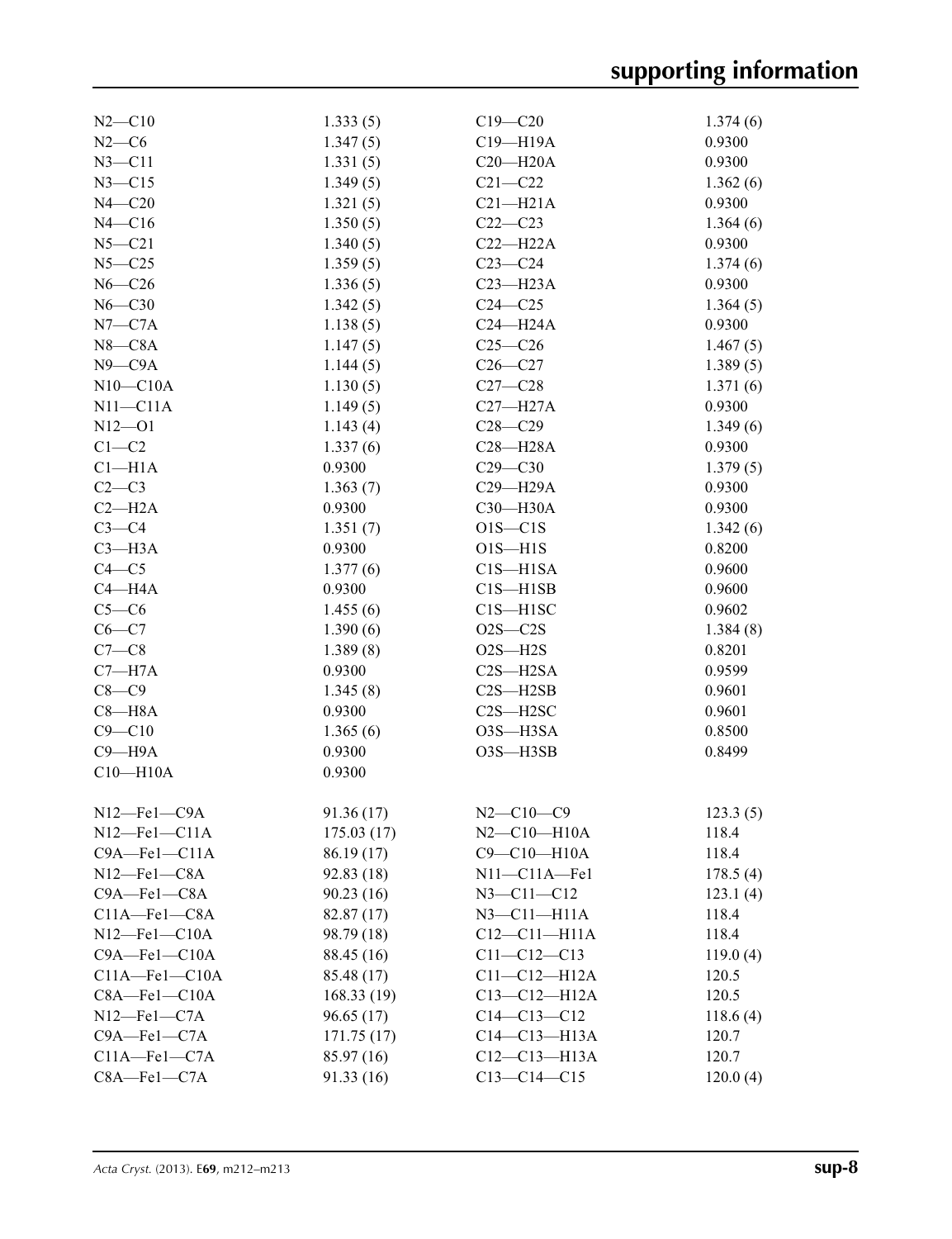| | | | |
|---|---|---|---|
| N2—C10 | 1.333 (5) | C19—C20 | 1.374 (6) |
| N2—C6 | 1.347 (5) | C19—H19A | 0.9300 |
| N3—C11 | 1.331 (5) | C20—H20A | 0.9300 |
| N3—C15 | 1.349 (5) | C21—C22 | 1.362 (6) |
| N4—C20 | 1.321 (5) | C21—H21A | 0.9300 |
| N4—C16 | 1.350 (5) | C22—C23 | 1.364 (6) |
| N5—C21 | 1.340 (5) | C22—H22A | 0.9300 |
| N5—C25 | 1.359 (5) | C23—C24 | 1.374 (6) |
| N6—C26 | 1.336 (5) | C23—H23A | 0.9300 |
| N6—C30 | 1.342 (5) | C24—C25 | 1.364 (5) |
| N7—C7A | 1.138 (5) | C24—H24A | 0.9300 |
| N8—C8A | 1.147 (5) | C25—C26 | 1.467 (5) |
| N9—C9A | 1.144 (5) | C26—C27 | 1.389 (5) |
| N10—C10A | 1.130 (5) | C27—C28 | 1.371 (6) |
| N11—C11A | 1.149 (5) | C27—H27A | 0.9300 |
| N12—O1 | 1.143 (4) | C28—C29 | 1.349 (6) |
| C1—C2 | 1.337 (6) | C28—H28A | 0.9300 |
| C1—H1A | 0.9300 | C29—C30 | 1.379 (5) |
| C2—C3 | 1.363 (7) | C29—H29A | 0.9300 |
| C2—H2A | 0.9300 | C30—H30A | 0.9300 |
| C3—C4 | 1.351 (7) | O1S—C1S | 1.342 (6) |
| C3—H3A | 0.9300 | O1S—H1S | 0.8200 |
| C4—C5 | 1.377 (6) | C1S—H1SA | 0.9600 |
| C4—H4A | 0.9300 | C1S—H1SB | 0.9600 |
| C5—C6 | 1.455 (6) | C1S—H1SC | 0.9602 |
| C6—C7 | 1.390 (6) | O2S—C2S | 1.384 (8) |
| C7—C8 | 1.389 (8) | O2S—H2S | 0.8201 |
| C7—H7A | 0.9300 | C2S—H2SA | 0.9599 |
| C8—C9 | 1.345 (8) | C2S—H2SB | 0.9601 |
| C8—H8A | 0.9300 | C2S—H2SC | 0.9601 |
| C9—C10 | 1.365 (6) | O3S—H3SA | 0.8500 |
| C9—H9A | 0.9300 | O3S—H3SB | 0.8499 |
| C10—H10A | 0.9300 | | |
| | | | |
| N12—Fe1—C9A | 91.36 (17) | N2—C10—C9 | 123.3 (5) |
| N12—Fe1—C11A | 175.03 (17) | N2—C10—H10A | 118.4 |
| C9A—Fe1—C11A | 86.19 (17) | C9—C10—H10A | 118.4 |
| N12—Fe1—C8A | 92.83 (18) | N11—C11A—Fe1 | 178.5 (4) |
| C9A—Fe1—C8A | 90.23 (16) | N3—C11—C12 | 123.1 (4) |
| C11A—Fe1—C8A | 82.87 (17) | N3—C11—H11A | 118.4 |
| N12—Fe1—C10A | 98.79 (18) | C12—C11—H11A | 118.4 |
| C9A—Fe1—C10A | 88.45 (16) | C11—C12—C13 | 119.0 (4) |
| C11A—Fe1—C10A | 85.48 (17) | C11—C12—H12A | 120.5 |
| C8A—Fe1—C10A | 168.33 (19) | C13—C12—H12A | 120.5 |
| N12—Fe1—C7A | 96.65 (17) | C14—C13—C12 | 118.6 (4) |
| C9A—Fe1—C7A | 171.75 (17) | C14—C13—H13A | 120.7 |
| C11A—Fe1—C7A | 85.97 (16) | C12—C13—H13A | 120.7 |
| C8A—Fe1—C7A | 91.33 (16) | C13—C14—C15 | 120.0 (4) |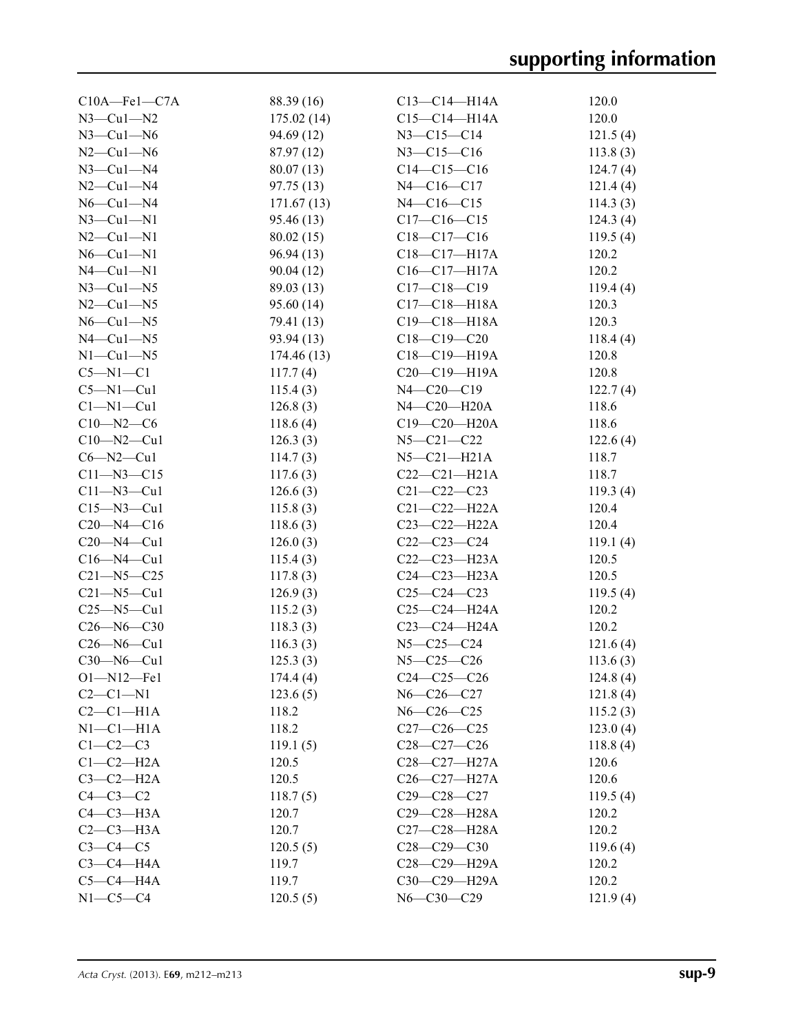| | | | |
|---|---|---|---|
| C10A—Fe1—C7A | 88.39 (16) | C13—C14—H14A | 120.0 |
| N3—Cu1—N2 | 175.02 (14) | C15—C14—H14A | 120.0 |
| N3—Cu1—N6 | 94.69 (12) | N3—C15—C14 | 121.5 (4) |
| N2—Cu1—N6 | 87.97 (12) | N3—C15—C16 | 113.8 (3) |
| N3—Cu1—N4 | 80.07 (13) | C14—C15—C16 | 124.7 (4) |
| N2—Cu1—N4 | 97.75 (13) | N4—C16—C17 | 121.4 (4) |
| N6—Cu1—N4 | 171.67 (13) | N4—C16—C15 | 114.3 (3) |
| N3—Cu1—N1 | 95.46 (13) | C17—C16—C15 | 124.3 (4) |
| N2—Cu1—N1 | 80.02 (15) | C18—C17—C16 | 119.5 (4) |
| N6—Cu1—N1 | 96.94 (13) | C18—C17—H17A | 120.2 |
| N4—Cu1—N1 | 90.04 (12) | C16—C17—H17A | 120.2 |
| N3—Cu1—N5 | 89.03 (13) | C17—C18—C19 | 119.4 (4) |
| N2—Cu1—N5 | 95.60 (14) | C17—C18—H18A | 120.3 |
| N6—Cu1—N5 | 79.41 (13) | C19—C18—H18A | 120.3 |
| N4—Cu1—N5 | 93.94 (13) | C18—C19—C20 | 118.4 (4) |
| N1—Cu1—N5 | 174.46 (13) | C18—C19—H19A | 120.8 |
| C5—N1—C1 | 117.7 (4) | C20—C19—H19A | 120.8 |
| C5—N1—Cu1 | 115.4 (3) | N4—C20—C19 | 122.7 (4) |
| C1—N1—Cu1 | 126.8 (3) | N4—C20—H20A | 118.6 |
| C10—N2—C6 | 118.6 (4) | C19—C20—H20A | 118.6 |
| C10—N2—Cu1 | 126.3 (3) | N5—C21—C22 | 122.6 (4) |
| C6—N2—Cu1 | 114.7 (3) | N5—C21—H21A | 118.7 |
| C11—N3—C15 | 117.6 (3) | C22—C21—H21A | 118.7 |
| C11—N3—Cu1 | 126.6 (3) | C21—C22—C23 | 119.3 (4) |
| C15—N3—Cu1 | 115.8 (3) | C21—C22—H22A | 120.4 |
| C20—N4—C16 | 118.6 (3) | C23—C22—H22A | 120.4 |
| C20—N4—Cu1 | 126.0 (3) | C22—C23—C24 | 119.1 (4) |
| C16—N4—Cu1 | 115.4 (3) | C22—C23—H23A | 120.5 |
| C21—N5—C25 | 117.8 (3) | C24—C23—H23A | 120.5 |
| C21—N5—Cu1 | 126.9 (3) | C25—C24—C23 | 119.5 (4) |
| C25—N5—Cu1 | 115.2 (3) | C25—C24—H24A | 120.2 |
| C26—N6—C30 | 118.3 (3) | C23—C24—H24A | 120.2 |
| C26—N6—Cu1 | 116.3 (3) | N5—C25—C24 | 121.6 (4) |
| C30—N6—Cu1 | 125.3 (3) | N5—C25—C26 | 113.6 (3) |
| O1—N12—Fe1 | 174.4 (4) | C24—C25—C26 | 124.8 (4) |
| C2—C1—N1 | 123.6 (5) | N6—C26—C27 | 121.8 (4) |
| C2—C1—H1A | 118.2 | N6—C26—C25 | 115.2 (3) |
| N1—C1—H1A | 118.2 | C27—C26—C25 | 123.0 (4) |
| C1—C2—C3 | 119.1 (5) | C28—C27—C26 | 118.8 (4) |
| C1—C2—H2A | 120.5 | C28—C27—H27A | 120.6 |
| C3—C2—H2A | 120.5 | C26—C27—H27A | 120.6 |
| C4—C3—C2 | 118.7 (5) | C29—C28—C27 | 119.5 (4) |
| C4—C3—H3A | 120.7 | C29—C28—H28A | 120.2 |
| C2—C3—H3A | 120.7 | C27—C28—H28A | 120.2 |
| C3—C4—C5 | 120.5 (5) | C28—C29—C30 | 119.6 (4) |
| C3—C4—H4A | 119.7 | C28—C29—H29A | 120.2 |
| C5—C4—H4A | 119.7 | C30—C29—H29A | 120.2 |
| N1—C5—C4 | 120.5 (5) | N6—C30—C29 | 121.9 (4) |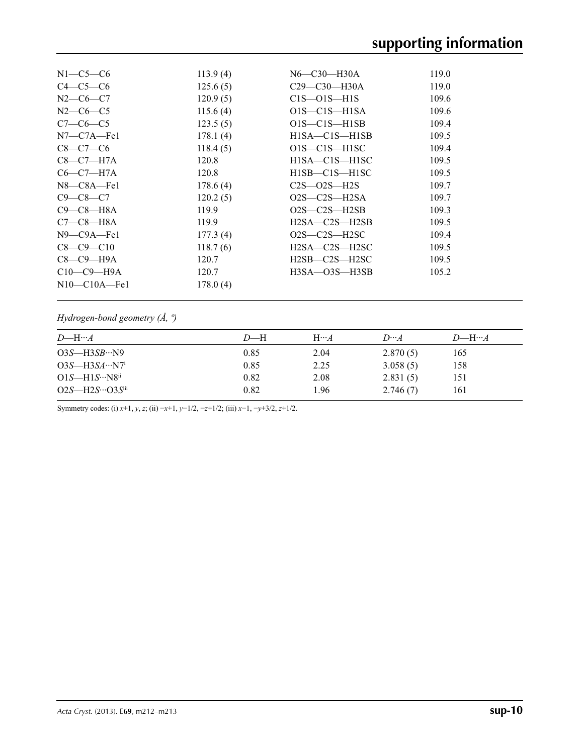| | | | |
|---|---|---|---|
| N1—C5—C6 | 113.9 (4) | N6—C30—H30A | 119.0 |
| C4—C5—C6 | 125.6 (5) | C29—C30—H30A | 119.0 |
| N2—C6—C7 | 120.9 (5) | C1S—O1S—H1S | 109.6 |
| N2—C6—C5 | 115.6 (4) | O1S—C1S—H1SA | 109.6 |
| C7—C6—C5 | 123.5 (5) | O1S—C1S—H1SB | 109.4 |
| N7—C7A—Fe1 | 178.1 (4) | H1SA—C1S—H1SB | 109.5 |
| C8—C7—C6 | 118.4 (5) | O1S—C1S—H1SC | 109.4 |
| C8—C7—H7A | 120.8 | H1SA—C1S—H1SC | 109.5 |
| C6—C7—H7A | 120.8 | H1SB—C1S—H1SC | 109.5 |
| N8—C8A—Fe1 | 178.6 (4) | C2S—O2S—H2S | 109.7 |
| C9—C8—C7 | 120.2 (5) | O2S—C2S—H2SA | 109.7 |
| C9—C8—H8A | 119.9 | O2S—C2S—H2SB | 109.3 |
| C7—C8—H8A | 119.9 | H2SA—C2S—H2SB | 109.5 |
| N9—C9A—Fe1 | 177.3 (4) | O2S—C2S—H2SC | 109.4 |
| C8—C9—C10 | 118.7 (6) | H2SA—C2S—H2SC | 109.5 |
| C8—C9—H9A | 120.7 | H2SB—C2S—H2SC | 109.5 |
| C10—C9—H9A | 120.7 | H3SA—O3S—H3SB | 105.2 |
| N10—C10A—Fe1 | 178.0 (4) | | |

*Hydrogen-bond geometry (Å, º)*

| *D*—H···*A* | *D*—H | H···*A* | *D*···*A* | *D*—H···*A* |
|---|---|---|---|---|
| O3*S*—H3*SB*···N9 | 0.85 | 2.04 | 2.870 (5) | 165 |
| O3*S*—H3*SA*···N7[i] | 0.85 | 2.25 | 3.058 (5) | 158 |
| O1*S*—H1*S*···N8[ii] | 0.82 | 2.08 | 2.831 (5) | 151 |
| O2*S*—H2*S*···O3*S*[iii] | 0.82 | 1.96 | 2.746 (7) | 161 |

Symmetry codes: (i) *x*+1, *y*, *z*; (ii) −*x*+1, *y*−1/2, −*z*+1/2; (iii) *x*−1, −*y*+3/2, *z*+1/2.